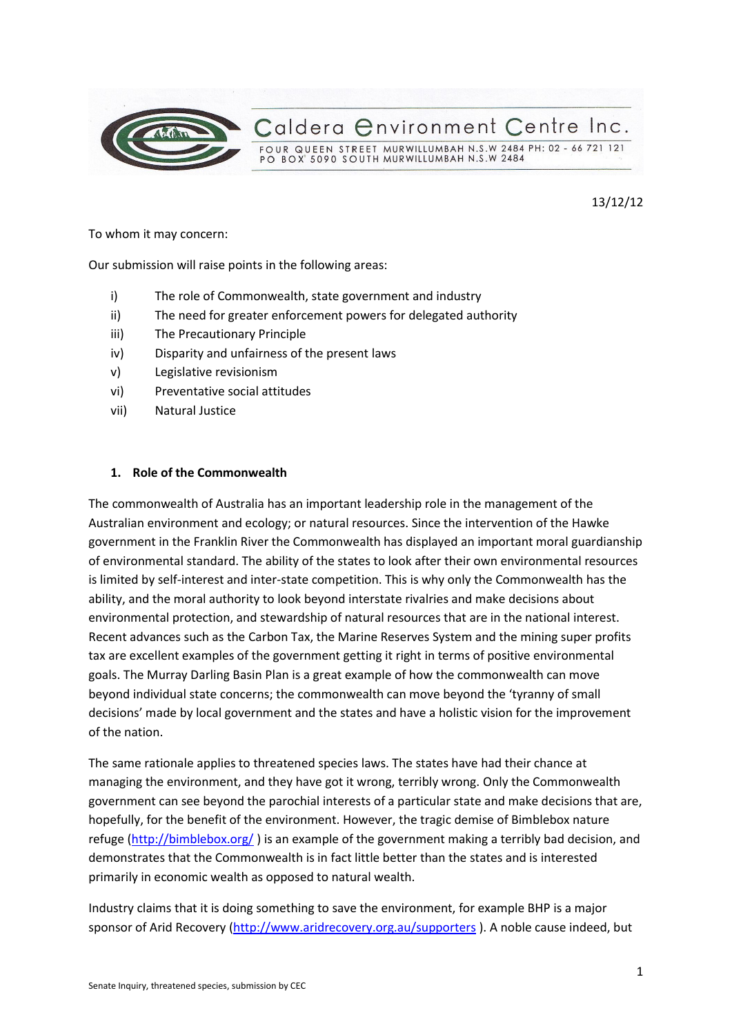Caldera Environment Centre Inc.

FOUR QUEEN STREET MURWILLUMBAH N.S.W 2484 PH: 02 - 66 721 121
PO BOX 5090 SOUTH MURWILLUMBAH N.S.W 2484

13/12/12

To whom it may concern:

Our submission will raise points in the following areas:

- i) The role of Commonwealth, state government and industry
- ii) The need for greater enforcement powers for delegated authority
- iii) The Precautionary Principle
- iv) Disparity and unfairness of the present laws
- v) Legislative revisionism
- vi) Preventative social attitudes
- vii) Natural Justice

## 1. Role of the Commonwealth

The commonwealth of Australia has an important leadership role in the management of the Australian environment and ecology; or natural resources. Since the intervention of the Hawke government in the Franklin River the Commonwealth has displayed an important moral guardianship of environmental standard. The ability of the states to look after their own environmental resources is limited by self-interest and inter-state competition. This is why only the Commonwealth has the ability, and the moral authority to look beyond interstate rivalries and make decisions about environmental protection, and stewardship of natural resources that are in the national interest. Recent advances such as the Carbon Tax, the Marine Reserves System and the mining super profits tax are excellent examples of the government getting it right in terms of positive environmental goals. The Murray Darling Basin Plan is a great example of how the commonwealth can move beyond individual state concerns; the commonwealth can move beyond the 'tyranny of small decisions' made by local government and the states and have a holistic vision for the improvement of the nation.

The same rationale applies to threatened species laws. The states have had their chance at managing the environment, and they have got it wrong, terribly wrong. Only the Commonwealth government can see beyond the parochial interests of a particular state and make decisions that are, hopefully, for the benefit of the environment. However, the tragic demise of Bimblebox nature refuge (http://bimblebox.org/ ) is an example of the government making a terribly bad decision, and demonstrates that the Commonwealth is in fact little better than the states and is interested primarily in economic wealth as opposed to natural wealth.

Industry claims that it is doing something to save the environment, for example BHP is a major sponsor of Arid Recovery (http://www.aridrecovery.org.au/supporters ). A noble cause indeed, but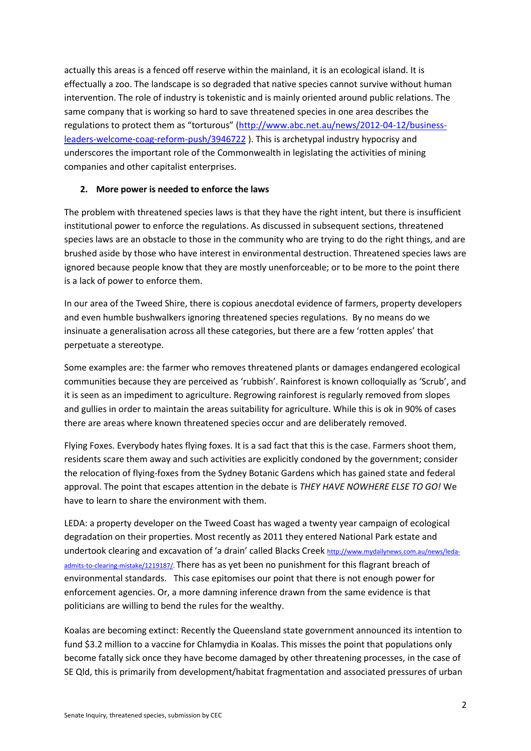actually this areas is a fenced off reserve within the mainland, it is an ecological island. It is effectually a zoo. The landscape is so degraded that native species cannot survive without human intervention. The role of industry is tokenistic and is mainly oriented around public relations. The same company that is working so hard to save threatened species in one area describes the regulations to protect them as "torturous" (http://www.abc.net.au/news/2012-04-12/business-leaders-welcome-coag-reform-push/3946722 ). This is archetypal industry hypocrisy and underscores the important role of the Commonwealth in legislating the activities of mining companies and other capitalist enterprises.

### 2. More power is needed to enforce the laws

The problem with threatened species laws is that they have the right intent, but there is insufficient institutional power to enforce the regulations. As discussed in subsequent sections, threatened species laws are an obstacle to those in the community who are trying to do the right things, and are brushed aside by those who have interest in environmental destruction. Threatened species laws are ignored because people know that they are mostly unenforceable; or to be more to the point there is a lack of power to enforce them.

In our area of the Tweed Shire, there is copious anecdotal evidence of farmers, property developers and even humble bushwalkers ignoring threatened species regulations. By no means do we insinuate a generalisation across all these categories, but there are a few 'rotten apples' that perpetuate a stereotype.

Some examples are: the farmer who removes threatened plants or damages endangered ecological communities because they are perceived as 'rubbish'. Rainforest is known colloquially as 'Scrub', and it is seen as an impediment to agriculture. Regrowing rainforest is regularly removed from slopes and gullies in order to maintain the areas suitability for agriculture. While this is ok in 90% of cases there are areas where known threatened species occur and are deliberately removed.

Flying Foxes. Everybody hates flying foxes. It is a sad fact that this is the case. Farmers shoot them, residents scare them away and such activities are explicitly condoned by the government; consider the relocation of flying-foxes from the Sydney Botanic Gardens which has gained state and federal approval. The point that escapes attention in the debate is *THEY HAVE NOWHERE ELSE TO GO!* We have to learn to share the environment with them.

LEDA: a property developer on the Tweed Coast has waged a twenty year campaign of ecological degradation on their properties. Most recently as 2011 they entered National Park estate and undertook clearing and excavation of 'a drain' called Blacks Creek http://www.mydailynews.com.au/news/leda-admits-to-clearing-mistake/1219187/. There has as yet been no punishment for this flagrant breach of environmental standards. This case epitomises our point that there is not enough power for enforcement agencies. Or, a more damning inference drawn from the same evidence is that politicians are willing to bend the rules for the wealthy.

Koalas are becoming extinct: Recently the Queensland state government announced its intention to fund $3.2 million to a vaccine for Chlamydia in Koalas. This misses the point that populations only become fatally sick once they have become damaged by other threatening processes, in the case of SE Qld, this is primarily from development/habitat fragmentation and associated pressures of urban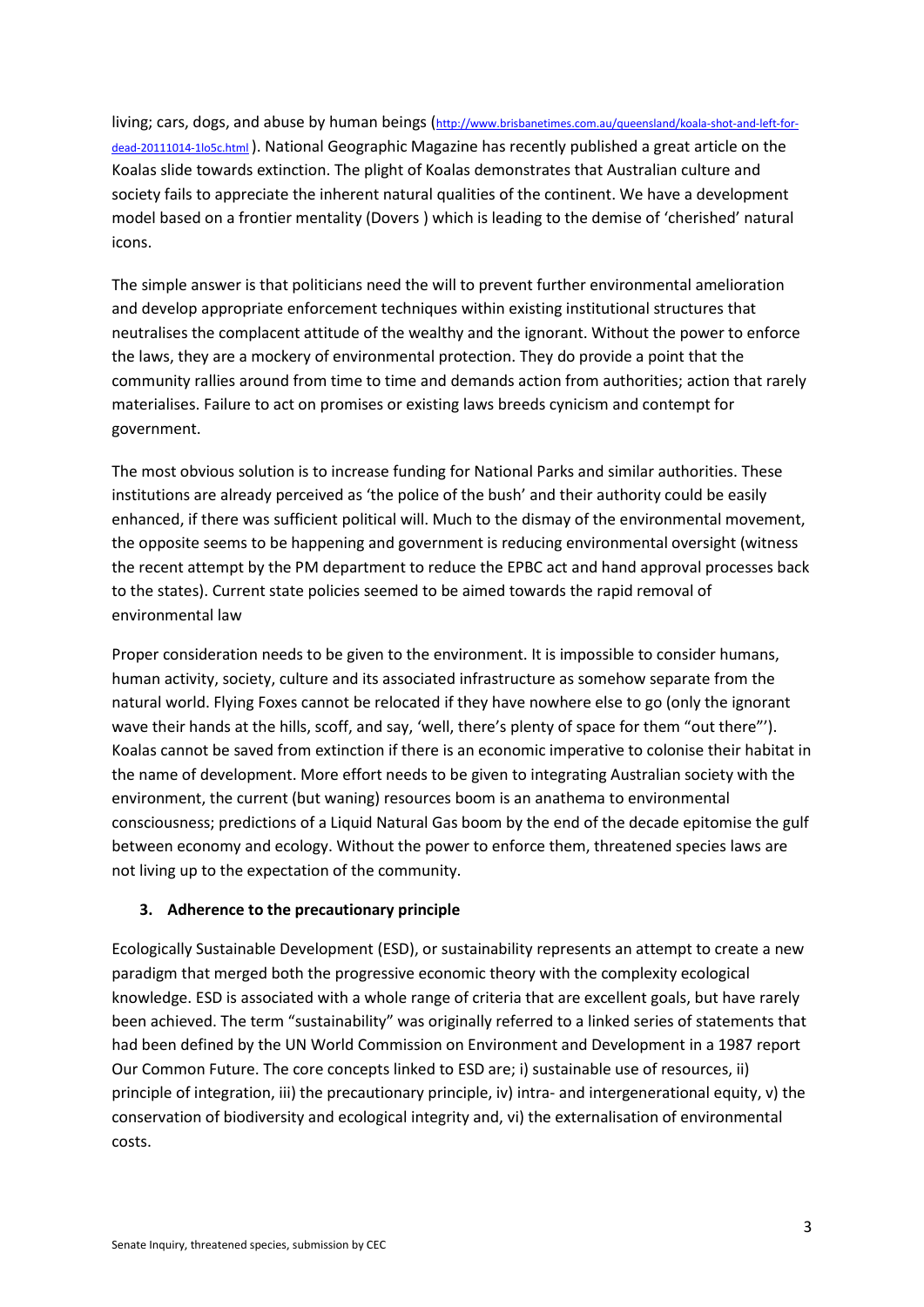living; cars, dogs, and abuse by human beings (http://www.brisbanetimes.com.au/queensland/koala-shot-and-left-for-dead-20111014-1lo5c.html ). National Geographic Magazine has recently published a great article on the Koalas slide towards extinction. The plight of Koalas demonstrates that Australian culture and society fails to appreciate the inherent natural qualities of the continent. We have a development model based on a frontier mentality (Dovers ) which is leading to the demise of 'cherished' natural icons.

The simple answer is that politicians need the will to prevent further environmental amelioration and develop appropriate enforcement techniques within existing institutional structures that neutralises the complacent attitude of the wealthy and the ignorant. Without the power to enforce the laws, they are a mockery of environmental protection. They do provide a point that the community rallies around from time to time and demands action from authorities; action that rarely materialises. Failure to act on promises or existing laws breeds cynicism and contempt for government.

The most obvious solution is to increase funding for National Parks and similar authorities. These institutions are already perceived as 'the police of the bush' and their authority could be easily enhanced, if there was sufficient political will. Much to the dismay of the environmental movement, the opposite seems to be happening and government is reducing environmental oversight (witness the recent attempt by the PM department to reduce the EPBC act and hand approval processes back to the states). Current state policies seemed to be aimed towards the rapid removal of environmental law

Proper consideration needs to be given to the environment. It is impossible to consider humans, human activity, society, culture and its associated infrastructure as somehow separate from the natural world. Flying Foxes cannot be relocated if they have nowhere else to go (only the ignorant wave their hands at the hills, scoff, and say, 'well, there's plenty of space for them "out there"'). Koalas cannot be saved from extinction if there is an economic imperative to colonise their habitat in the name of development. More effort needs to be given to integrating Australian society with the environment, the current (but waning) resources boom is an anathema to environmental consciousness; predictions of a Liquid Natural Gas boom by the end of the decade epitomise the gulf between economy and ecology. Without the power to enforce them, threatened species laws are not living up to the expectation of the community.

### 3. Adherence to the precautionary principle

Ecologically Sustainable Development (ESD), or sustainability represents an attempt to create a new paradigm that merged both the progressive economic theory with the complexity ecological knowledge. ESD is associated with a whole range of criteria that are excellent goals, but have rarely been achieved. The term "sustainability" was originally referred to a linked series of statements that had been defined by the UN World Commission on Environment and Development in a 1987 report Our Common Future. The core concepts linked to ESD are; i) sustainable use of resources, ii) principle of integration, iii) the precautionary principle, iv) intra- and intergenerational equity, v) the conservation of biodiversity and ecological integrity and, vi) the externalisation of environmental costs.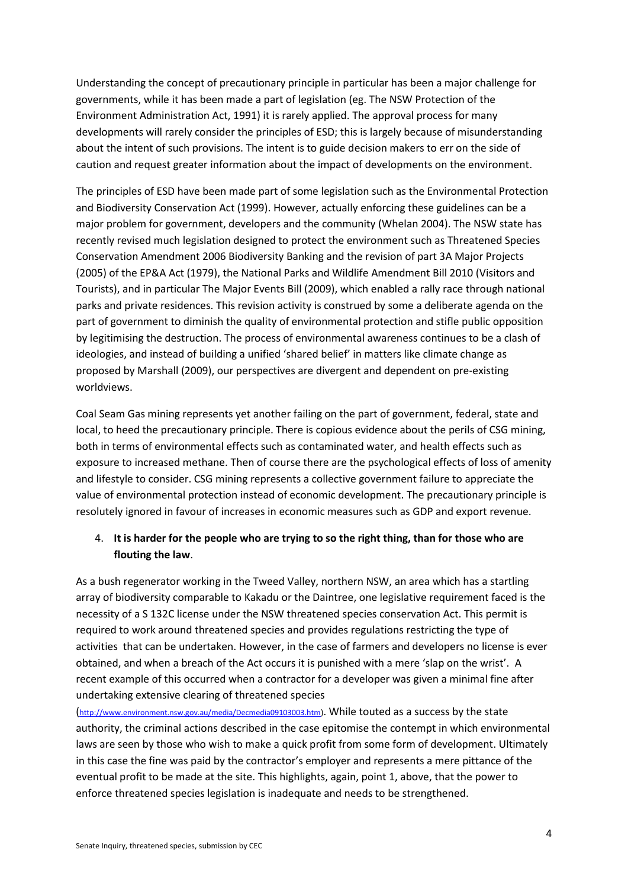Understanding the concept of precautionary principle in particular has been a major challenge for governments, while it has been made a part of legislation (eg. The NSW Protection of the Environment Administration Act, 1991) it is rarely applied. The approval process for many developments will rarely consider the principles of ESD; this is largely because of misunderstanding about the intent of such provisions. The intent is to guide decision makers to err on the side of caution and request greater information about the impact of developments on the environment.

The principles of ESD have been made part of some legislation such as the Environmental Protection and Biodiversity Conservation Act (1999). However, actually enforcing these guidelines can be a major problem for government, developers and the community (Whelan 2004). The NSW state has recently revised much legislation designed to protect the environment such as Threatened Species Conservation Amendment 2006 Biodiversity Banking and the revision of part 3A Major Projects (2005) of the EP&A Act (1979), the National Parks and Wildlife Amendment Bill 2010 (Visitors and Tourists), and in particular The Major Events Bill (2009), which enabled a rally race through national parks and private residences. This revision activity is construed by some a deliberate agenda on the part of government to diminish the quality of environmental protection and stifle public opposition by legitimising the destruction. The process of environmental awareness continues to be a clash of ideologies, and instead of building a unified 'shared belief' in matters like climate change as proposed by Marshall (2009), our perspectives are divergent and dependent on pre-existing worldviews.

Coal Seam Gas mining represents yet another failing on the part of government, federal, state and local, to heed the precautionary principle. There is copious evidence about the perils of CSG mining, both in terms of environmental effects such as contaminated water, and health effects such as exposure to increased methane. Then of course there are the psychological effects of loss of amenity and lifestyle to consider. CSG mining represents a collective government failure to appreciate the value of environmental protection instead of economic development. The precautionary principle is resolutely ignored in favour of increases in economic measures such as GDP and export revenue.

4. **It is harder for the people who are trying to so the right thing, than for those who are flouting the law**.

As a bush regenerator working in the Tweed Valley, northern NSW, an area which has a startling array of biodiversity comparable to Kakadu or the Daintree, one legislative requirement faced is the necessity of a S 132C license under the NSW threatened species conservation Act. This permit is required to work around threatened species and provides regulations restricting the type of activities that can be undertaken. However, in the case of farmers and developers no license is ever obtained, and when a breach of the Act occurs it is punished with a mere 'slap on the wrist'. A recent example of this occurred when a contractor for a developer was given a minimal fine after undertaking extensive clearing of threatened species (http://www.environment.nsw.gov.au/media/Decmedia09103003.htm). While touted as a success by the state authority, the criminal actions described in the case epitomise the contempt in which environmental laws are seen by those who wish to make a quick profit from some form of development. Ultimately in this case the fine was paid by the contractor's employer and represents a mere pittance of the eventual profit to be made at the site. This highlights, again, point 1, above, that the power to enforce threatened species legislation is inadequate and needs to be strengthened.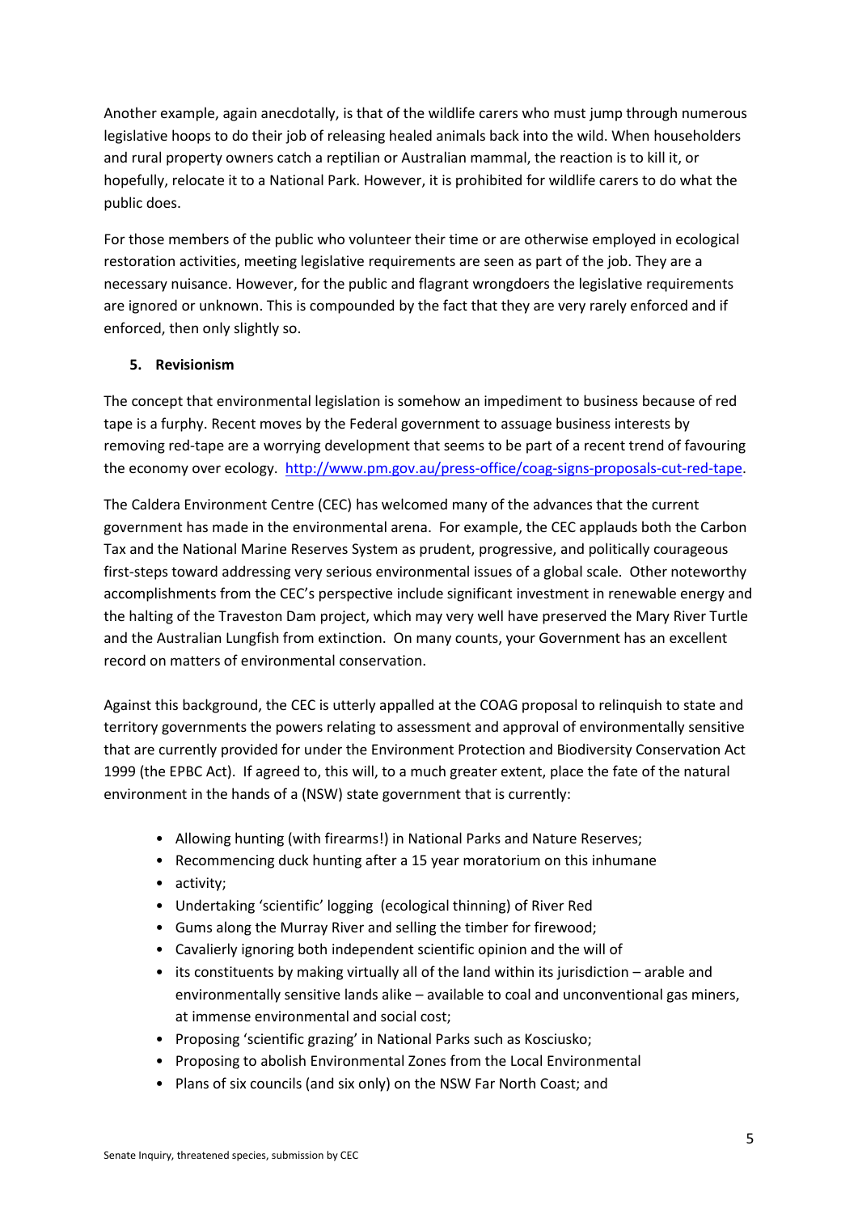Another example, again anecdotally, is that of the wildlife carers who must jump through numerous legislative hoops to do their job of releasing healed animals back into the wild. When householders and rural property owners catch a reptilian or Australian mammal, the reaction is to kill it, or hopefully, relocate it to a National Park. However, it is prohibited for wildlife carers to do what the public does.

For those members of the public who volunteer their time or are otherwise employed in ecological restoration activities, meeting legislative requirements are seen as part of the job. They are a necessary nuisance. However, for the public and flagrant wrongdoers the legislative requirements are ignored or unknown. This is compounded by the fact that they are very rarely enforced and if enforced, then only slightly so.

**5. Revisionism**

The concept that environmental legislation is somehow an impediment to business because of red tape is a furphy. Recent moves by the Federal government to assuage business interests by removing red-tape are a worrying development that seems to be part of a recent trend of favouring the economy over ecology. http://www.pm.gov.au/press-office/coag-signs-proposals-cut-red-tape.

The Caldera Environment Centre (CEC) has welcomed many of the advances that the current government has made in the environmental arena. For example, the CEC applauds both the Carbon Tax and the National Marine Reserves System as prudent, progressive, and politically courageous first-steps toward addressing very serious environmental issues of a global scale. Other noteworthy accomplishments from the CEC's perspective include significant investment in renewable energy and the halting of the Traveston Dam project, which may very well have preserved the Mary River Turtle and the Australian Lungfish from extinction. On many counts, your Government has an excellent record on matters of environmental conservation.

Against this background, the CEC is utterly appalled at the COAG proposal to relinquish to state and territory governments the powers relating to assessment and approval of environmentally sensitive that are currently provided for under the Environment Protection and Biodiversity Conservation Act 1999 (the EPBC Act). If agreed to, this will, to a much greater extent, place the fate of the natural environment in the hands of a (NSW) state government that is currently:

- Allowing hunting (with firearms!) in National Parks and Nature Reserves;
- Recommencing duck hunting after a 15 year moratorium on this inhumane
- activity;
- Undertaking 'scientific' logging (ecological thinning) of River Red
- Gums along the Murray River and selling the timber for firewood;
- Cavalierly ignoring both independent scientific opinion and the will of
- its constituents by making virtually all of the land within its jurisdiction – arable and environmentally sensitive lands alike – available to coal and unconventional gas miners, at immense environmental and social cost;
- Proposing 'scientific grazing' in National Parks such as Kosciusko;
- Proposing to abolish Environmental Zones from the Local Environmental
- Plans of six councils (and six only) on the NSW Far North Coast; and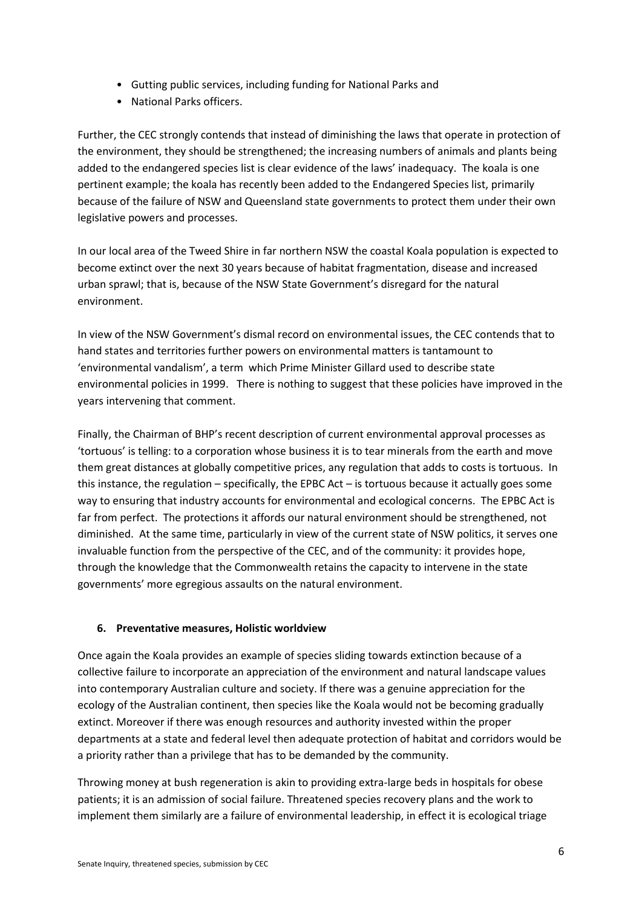- Gutting public services, including funding for National Parks and
- National Parks officers.

Further, the CEC strongly contends that instead of diminishing the laws that operate in protection of the environment, they should be strengthened; the increasing numbers of animals and plants being added to the endangered species list is clear evidence of the laws' inadequacy. The koala is one pertinent example; the koala has recently been added to the Endangered Species list, primarily because of the failure of NSW and Queensland state governments to protect them under their own legislative powers and processes.

In our local area of the Tweed Shire in far northern NSW the coastal Koala population is expected to become extinct over the next 30 years because of habitat fragmentation, disease and increased urban sprawl; that is, because of the NSW State Government's disregard for the natural environment.

In view of the NSW Government's dismal record on environmental issues, the CEC contends that to hand states and territories further powers on environmental matters is tantamount to 'environmental vandalism', a term which Prime Minister Gillard used to describe state environmental policies in 1999. There is nothing to suggest that these policies have improved in the years intervening that comment.

Finally, the Chairman of BHP's recent description of current environmental approval processes as 'tortuous' is telling: to a corporation whose business it is to tear minerals from the earth and move them great distances at globally competitive prices, any regulation that adds to costs is tortuous. In this instance, the regulation – specifically, the EPBC Act – is tortuous because it actually goes some way to ensuring that industry accounts for environmental and ecological concerns. The EPBC Act is far from perfect. The protections it affords our natural environment should be strengthened, not diminished. At the same time, particularly in view of the current state of NSW politics, it serves one invaluable function from the perspective of the CEC, and of the community: it provides hope, through the knowledge that the Commonwealth retains the capacity to intervene in the state governments' more egregious assaults on the natural environment.

**6. Preventative measures, Holistic worldview**

Once again the Koala provides an example of species sliding towards extinction because of a collective failure to incorporate an appreciation of the environment and natural landscape values into contemporary Australian culture and society. If there was a genuine appreciation for the ecology of the Australian continent, then species like the Koala would not be becoming gradually extinct. Moreover if there was enough resources and authority invested within the proper departments at a state and federal level then adequate protection of habitat and corridors would be a priority rather than a privilege that has to be demanded by the community.

Throwing money at bush regeneration is akin to providing extra-large beds in hospitals for obese patients; it is an admission of social failure. Threatened species recovery plans and the work to implement them similarly are a failure of environmental leadership, in effect it is ecological triage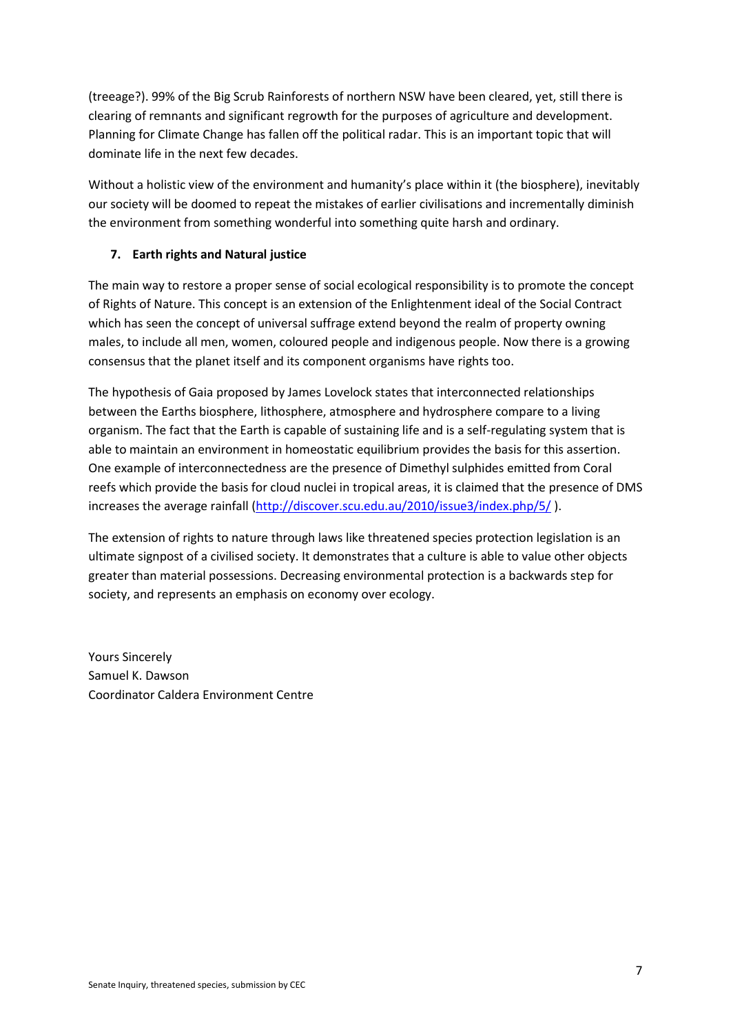(treeage?). 99% of the Big Scrub Rainforests of northern NSW have been cleared, yet, still there is clearing of remnants and significant regrowth for the purposes of agriculture and development. Planning for Climate Change has fallen off the political radar. This is an important topic that will dominate life in the next few decades.

Without a holistic view of the environment and humanity's place within it (the biosphere), inevitably our society will be doomed to repeat the mistakes of earlier civilisations and incrementally diminish the environment from something wonderful into something quite harsh and ordinary.

### 7. Earth rights and Natural justice

The main way to restore a proper sense of social ecological responsibility is to promote the concept of Rights of Nature. This concept is an extension of the Enlightenment ideal of the Social Contract which has seen the concept of universal suffrage extend beyond the realm of property owning males, to include all men, women, coloured people and indigenous people. Now there is a growing consensus that the planet itself and its component organisms have rights too.

The hypothesis of Gaia proposed by James Lovelock states that interconnected relationships between the Earths biosphere, lithosphere, atmosphere and hydrosphere compare to a living organism. The fact that the Earth is capable of sustaining life and is a self-regulating system that is able to maintain an environment in homeostatic equilibrium provides the basis for this assertion. One example of interconnectedness are the presence of Dimethyl sulphides emitted from Coral reefs which provide the basis for cloud nuclei in tropical areas, it is claimed that the presence of DMS increases the average rainfall (http://discover.scu.edu.au/2010/issue3/index.php/5/ ).

The extension of rights to nature through laws like threatened species protection legislation is an ultimate signpost of a civilised society. It demonstrates that a culture is able to value other objects greater than material possessions. Decreasing environmental protection is a backwards step for society, and represents an emphasis on economy over ecology.

Yours Sincerely
Samuel K. Dawson
Coordinator Caldera Environment Centre